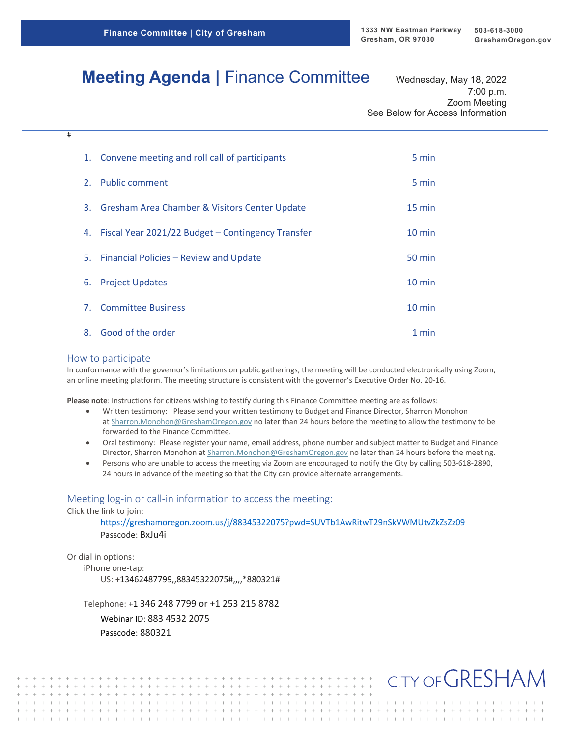Finance Committee | City of Gresham

1333 NW Eastman Parkway
Gresham, OR 97030

503-618-3000
GreshamOregon.gov

# **Meeting Agenda |** Finance Committee

Wednesday, May 18, 2022
7:00 p.m.
Zoom Meeting
See Below for Access Information

#

| | | |
|---|---|---|
| 1. | Convene meeting and roll call of participants | 5 min |
| 2. | Public comment | 5 min |
| 3. | Gresham Area Chamber & Visitors Center Update | 15 min |
| 4. | Fiscal Year 2021/22 Budget – Contingency Transfer | 10 min |
| 5. | Financial Policies – Review and Update | 50 min |
| 6. | Project Updates | 10 min |
| 7. | Committee Business | 10 min |
| 8. | Good of the order | 1 min |

## How to participate

In conformance with the governor's limitations on public gatherings, the meeting will be conducted electronically using Zoom, an online meeting platform. The meeting structure is consistent with the governor's Executive Order No. 20-16.

**Please note**: Instructions for citizens wishing to testify during this Finance Committee meeting are as follows:

- Written testimony: Please send your written testimony to Budget and Finance Director, Sharron Monohon at Sharron.Monohon@GreshamOregon.gov no later than 24 hours before the meeting to allow the testimony to be forwarded to the Finance Committee.
- Oral testimony: Please register your name, email address, phone number and subject matter to Budget and Finance Director, Sharron Monohon at Sharron.Monohon@GreshamOregon.gov no later than 24 hours before the meeting.
- Persons who are unable to access the meeting via Zoom are encouraged to notify the City by calling 503-618-2890, 24 hours in advance of the meeting so that the City can provide alternate arrangements.

## Meeting log-in or call-in information to access the meeting:

Click the link to join:

https://greshamoregon.zoom.us/j/88345322075?pwd=SUVTb1AwRitwT29nSkVWMUtvZkZsZz09
Passcode: BxJu4i

Or dial in options:

iPhone one-tap:
US: +13462487799,,88345322075#,,,,*880321#

Telephone: +1 346 248 7799 or +1 253 215 8782
Webinar ID: 883 4532 2075
Passcode: 880321

CITY OF GRESHAM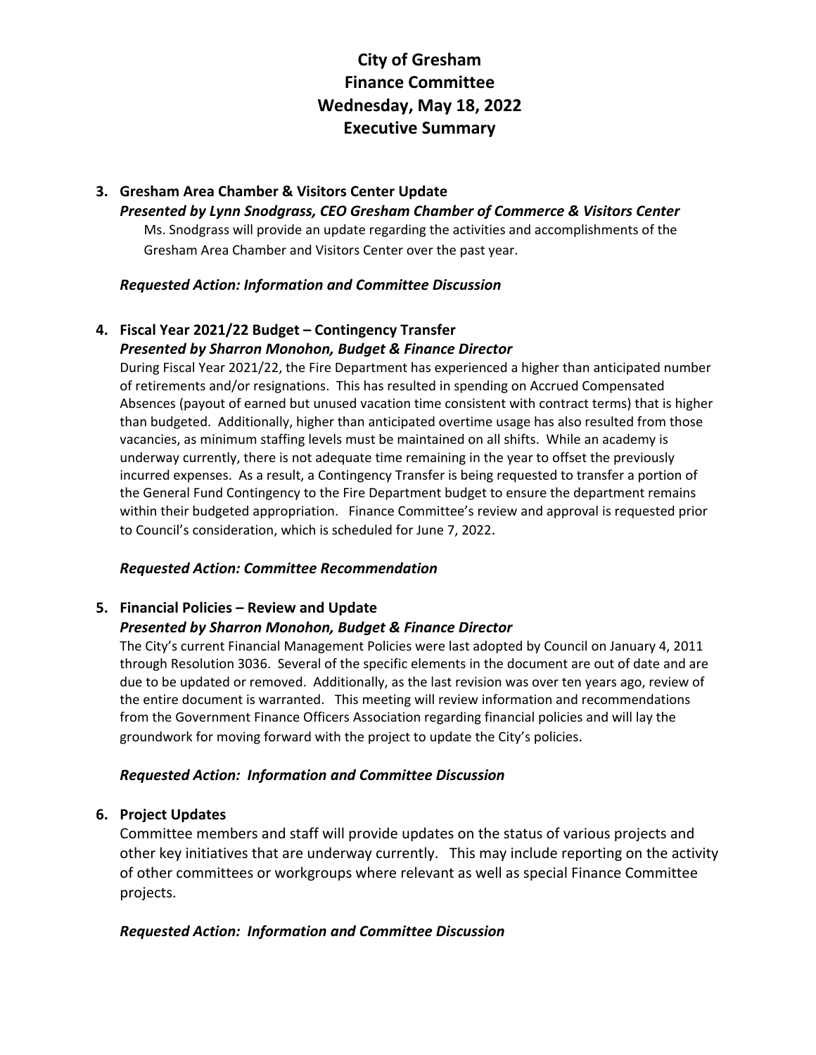# City of Gresham
# Finance Committee
# Wednesday, May 18, 2022
# Executive Summary

3. **Gresham Area Chamber & Visitors Center Update**
   ***Presented by Lynn Snodgrass, CEO Gresham Chamber of Commerce & Visitors Center***
   Ms. Snodgrass will provide an update regarding the activities and accomplishments of the Gresham Area Chamber and Visitors Center over the past year.

   ***Requested Action: Information and Committee Discussion***

4. **Fiscal Year 2021/22 Budget – Contingency Transfer**
   ***Presented by Sharron Monohon, Budget & Finance Director***
   During Fiscal Year 2021/22, the Fire Department has experienced a higher than anticipated number of retirements and/or resignations. This has resulted in spending on Accrued Compensated Absences (payout of earned but unused vacation time consistent with contract terms) that is higher than budgeted. Additionally, higher than anticipated overtime usage has also resulted from those vacancies, as minimum staffing levels must be maintained on all shifts. While an academy is underway currently, there is not adequate time remaining in the year to offset the previously incurred expenses. As a result, a Contingency Transfer is being requested to transfer a portion of the General Fund Contingency to the Fire Department budget to ensure the department remains within their budgeted appropriation. Finance Committee's review and approval is requested prior to Council's consideration, which is scheduled for June 7, 2022.

   ***Requested Action: Committee Recommendation***

5. **Financial Policies – Review and Update**
   ***Presented by Sharron Monohon, Budget & Finance Director***
   The City's current Financial Management Policies were last adopted by Council on January 4, 2011 through Resolution 3036. Several of the specific elements in the document are out of date and are due to be updated or removed. Additionally, as the last revision was over ten years ago, review of the entire document is warranted. This meeting will review information and recommendations from the Government Finance Officers Association regarding financial policies and will lay the groundwork for moving forward with the project to update the City's policies.

   ***Requested Action: Information and Committee Discussion***

6. **Project Updates**
   Committee members and staff will provide updates on the status of various projects and other key initiatives that are underway currently. This may include reporting on the activity of other committees or workgroups where relevant as well as special Finance Committee projects.

   ***Requested Action: Information and Committee Discussion***